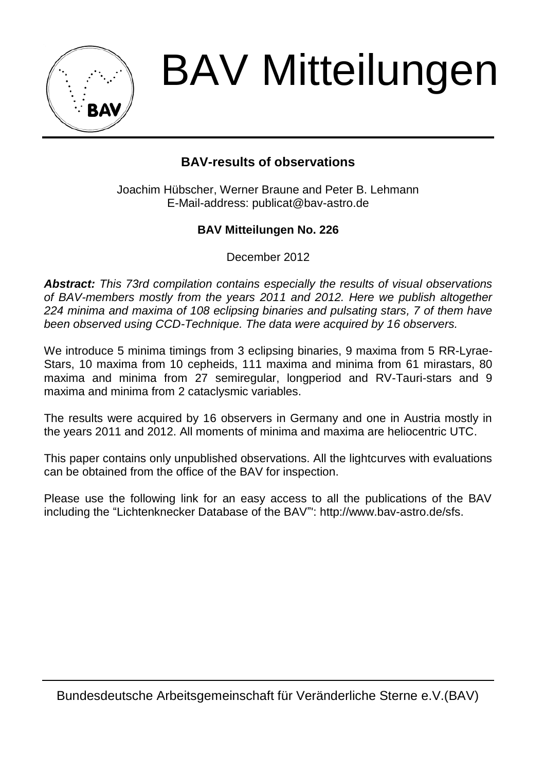# BAV Mitteilungen

## BAV-results of observations

Joachim Hübscher, Werner Braune and Peter B. Lehmann
E-Mail-address: publicat@bav-astro.de

**BAV Mitteilungen No. 226**

December 2012

***Abstract:*** *This 73rd compilation contains especially the results of visual observations of BAV-members mostly from the years 2011 and 2012. Here we publish altogether 224 minima and maxima of 108 eclipsing binaries and pulsating stars, 7 of them have been observed using CCD-Technique. The data were acquired by 16 observers.*

We introduce 5 minima timings from 3 eclipsing binaries, 9 maxima from 5 RR-Lyrae-Stars, 10 maxima from 10 cepheids, 111 maxima and minima from 61 mirastars, 80 maxima and minima from 27 semiregular, longperiod and RV-Tauri-stars and 9 maxima and minima from 2 cataclysmic variables.

The results were acquired by 16 observers in Germany and one in Austria mostly in the years 2011 and 2012. All moments of minima and maxima are heliocentric UTC.

This paper contains only unpublished observations. All the lightcurves with evaluations can be obtained from the office of the BAV for inspection.

Please use the following link for an easy access to all the publications of the BAV including the "Lichtenknecker Database of the BAV"': http://www.bav-astro.de/sfs.

Bundesdeutsche Arbeitsgemeinschaft für Veränderliche Sterne e.V.(BAV)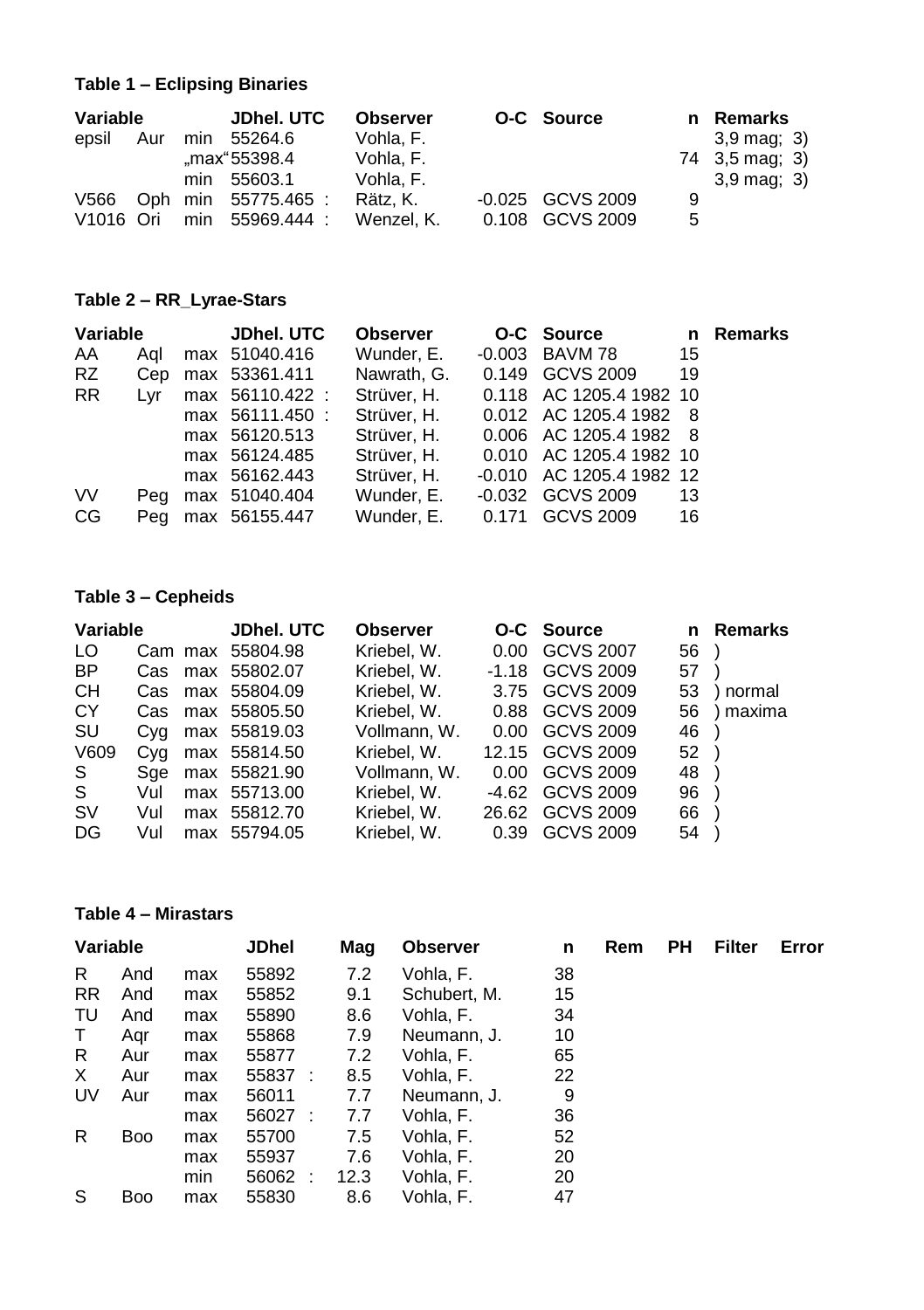**Table 1 – Eclipsing Binaries**

| Variable | | | JDhel. UTC | Observer | O-C | Source | n | Remarks |
|---|---|---|---|---|---|---|---|---|
| epsil | Aur | min | 55264.6 | Vohla, F. | | | | 3,9 mag; 3) |
| | | „max" | 55398.4 | Vohla, F. | | | 74 | 3,5 mag; 3) |
| | | min | 55603.1 | Vohla, F. | | | | 3,9 mag; 3) |
| V566 | Oph | min | 55775.465 : | Rätz, K. | -0.025 | GCVS 2009 | 9 | |
| V1016 | Ori | min | 55969.444 : | Wenzel, K. | 0.108 | GCVS 2009 | 5 | |

**Table 2 – RR_Lyrae-Stars**

| Variable | | | JDhel. UTC | Observer | O-C | Source | n | Remarks |
|---|---|---|---|---|---|---|---|---|
| AA | Aql | max | 51040.416 | Wunder, E. | -0.003 | BAVM 78 | 15 | |
| RZ | Cep | max | 53361.411 | Nawrath, G. | 0.149 | GCVS 2009 | 19 | |
| RR | Lyr | max | 56110.422 : | Strüver, H. | 0.118 | AC 1205.4 1982 | 10 | |
| | | max | 56111.450 : | Strüver, H. | 0.012 | AC 1205.4 1982 | 8 | |
| | | max | 56120.513 | Strüver, H. | 0.006 | AC 1205.4 1982 | 8 | |
| | | max | 56124.485 | Strüver, H. | 0.010 | AC 1205.4 1982 | 10 | |
| | | max | 56162.443 | Strüver, H. | -0.010 | AC 1205.4 1982 | 12 | |
| VV | Peg | max | 51040.404 | Wunder, E. | -0.032 | GCVS 2009 | 13 | |
| CG | Peg | max | 56155.447 | Wunder, E. | 0.171 | GCVS 2009 | 16 | |

**Table 3 – Cepheids**

| Variable | | | JDhel. UTC | Observer | O-C | Source | n | Remarks |
|---|---|---|---|---|---|---|---|---|
| LO | Cam | max | 55804.98 | Kriebel, W. | 0.00 | GCVS 2007 | 56 | ) |
| BP | Cas | max | 55802.07 | Kriebel, W. | -1.18 | GCVS 2009 | 57 | ) |
| CH | Cas | max | 55804.09 | Kriebel, W. | 3.75 | GCVS 2009 | 53 | ) normal |
| CY | Cas | max | 55805.50 | Kriebel, W. | 0.88 | GCVS 2009 | 56 | ) maxima |
| SU | Cyg | max | 55819.03 | Vollmann, W. | 0.00 | GCVS 2009 | 46 | ) |
| V609 | Cyg | max | 55814.50 | Kriebel, W. | 12.15 | GCVS 2009 | 52 | ) |
| S | Sge | max | 55821.90 | Vollmann, W. | 0.00 | GCVS 2009 | 48 | ) |
| S | Vul | max | 55713.00 | Kriebel, W. | -4.62 | GCVS 2009 | 96 | ) |
| SV | Vul | max | 55812.70 | Kriebel, W. | 26.62 | GCVS 2009 | 66 | ) |
| DG | Vul | max | 55794.05 | Kriebel, W. | 0.39 | GCVS 2009 | 54 | ) |

**Table 4 – Mirastars**

| Variable | | | JDhel | Mag | Observer | n | Rem | PH | Filter | Error |
|---|---|---|---|---|---|---|---|---|---|---|
| R | And | max | 55892 | 7.2 | Vohla, F. | 38 | | | | |
| RR | And | max | 55852 | 9.1 | Schubert, M. | 15 | | | | |
| TU | And | max | 55890 | 8.6 | Vohla, F. | 34 | | | | |
| T | Aqr | max | 55868 | 7.9 | Neumann, J. | 10 | | | | |
| R | Aur | max | 55877 | 7.2 | Vohla, F. | 65 | | | | |
| X | Aur | max | 55837 : | 8.5 | Vohla, F. | 22 | | | | |
| UV | Aur | max | 56011 | 7.7 | Neumann, J. | 9 | | | | |
| | | max | 56027 : | 7.7 | Vohla, F. | 36 | | | | |
| R | Boo | max | 55700 | 7.5 | Vohla, F. | 52 | | | | |
| | | max | 55937 | 7.6 | Vohla, F. | 20 | | | | |
| | | min | 56062 : | 12.3 | Vohla, F. | 20 | | | | |
| S | Boo | max | 55830 | 8.6 | Vohla, F. | 47 | | | | |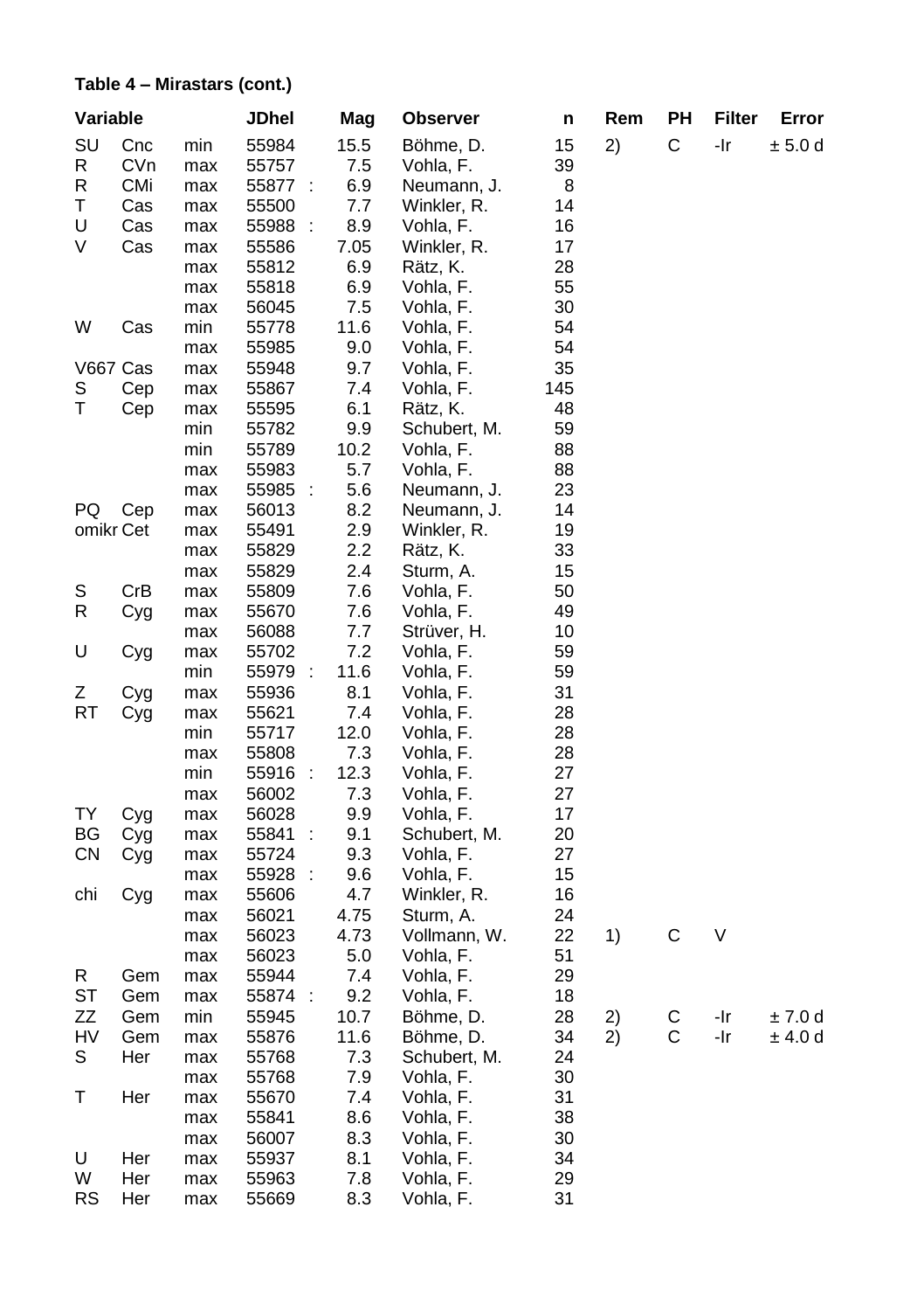**Table 4 – Mirastars (cont.)**

| Variable | | | JDhel | Mag | Observer | n | Rem | PH | Filter | Error |
|---|---|---|---|---|---|---|---|---|---|---|
| SU | Cnc | min | 55984 | 15.5 | Böhme, D. | 15 | 2) | C | -Ir | ± 5.0 d |
| R | CVn | max | 55757 | 7.5 | Vohla, F. | 39 | | | | |
| R | CMi | max | 55877 : | 6.9 | Neumann, J. | 8 | | | | |
| T | Cas | max | 55500 | 7.7 | Winkler, R. | 14 | | | | |
| U | Cas | max | 55988 : | 8.9 | Vohla, F. | 16 | | | | |
| V | Cas | max | 55586 | 7.05 | Winkler, R. | 17 | | | | |
| | | max | 55812 | 6.9 | Rätz, K. | 28 | | | | |
| | | max | 55818 | 6.9 | Vohla, F. | 55 | | | | |
| | | max | 56045 | 7.5 | Vohla, F. | 30 | | | | |
| W | Cas | min | 55778 | 11.6 | Vohla, F. | 54 | | | | |
| | | max | 55985 | 9.0 | Vohla, F. | 54 | | | | |
| V667 | Cas | max | 55948 | 9.7 | Vohla, F. | 35 | | | | |
| S | Cep | max | 55867 | 7.4 | Vohla, F. | 145 | | | | |
| T | Cep | max | 55595 | 6.1 | Rätz, K. | 48 | | | | |
| | | min | 55782 | 9.9 | Schubert, M. | 59 | | | | |
| | | min | 55789 | 10.2 | Vohla, F. | 88 | | | | |
| | | max | 55983 | 5.7 | Vohla, F. | 88 | | | | |
| | | max | 55985 : | 5.6 | Neumann, J. | 23 | | | | |
| PQ | Cep | max | 56013 | 8.2 | Neumann, J. | 14 | | | | |
| omikr | Cet | max | 55491 | 2.9 | Winkler, R. | 19 | | | | |
| | | max | 55829 | 2.2 | Rätz, K. | 33 | | | | |
| | | max | 55829 | 2.4 | Sturm, A. | 15 | | | | |
| S | CrB | max | 55809 | 7.6 | Vohla, F. | 50 | | | | |
| R | Cyg | max | 55670 | 7.6 | Vohla, F. | 49 | | | | |
| | | max | 56088 | 7.7 | Strüver, H. | 10 | | | | |
| U | Cyg | max | 55702 | 7.2 | Vohla, F. | 59 | | | | |
| | | min | 55979 : | 11.6 | Vohla, F. | 59 | | | | |
| Z | Cyg | max | 55936 | 8.1 | Vohla, F. | 31 | | | | |
| RT | Cyg | max | 55621 | 7.4 | Vohla, F. | 28 | | | | |
| | | min | 55717 | 12.0 | Vohla, F. | 28 | | | | |
| | | max | 55808 | 7.3 | Vohla, F. | 28 | | | | |
| | | min | 55916 : | 12.3 | Vohla, F. | 27 | | | | |
| | | max | 56002 | 7.3 | Vohla, F. | 27 | | | | |
| TY | Cyg | max | 56028 | 9.9 | Vohla, F. | 17 | | | | |
| BG | Cyg | max | 55841 : | 9.1 | Schubert, M. | 20 | | | | |
| CN | Cyg | max | 55724 | 9.3 | Vohla, F. | 27 | | | | |
| | | max | 55928 : | 9.6 | Vohla, F. | 15 | | | | |
| chi | Cyg | max | 55606 | 4.7 | Winkler, R. | 16 | | | | |
| | | max | 56021 | 4.75 | Sturm, A. | 24 | | | | |
| | | max | 56023 | 4.73 | Vollmann, W. | 22 | 1) | C | V | |
| | | max | 56023 | 5.0 | Vohla, F. | 51 | | | | |
| R | Gem | max | 55944 | 7.4 | Vohla, F. | 29 | | | | |
| ST | Gem | max | 55874 : | 9.2 | Vohla, F. | 18 | | | | |
| ZZ | Gem | min | 55945 | 10.7 | Böhme, D. | 28 | 2) | C | -Ir | ± 7.0 d |
| HV | Gem | max | 55876 | 11.6 | Böhme, D. | 34 | 2) | C | -Ir | ± 4.0 d |
| S | Her | max | 55768 | 7.3 | Schubert, M. | 24 | | | | |
| | | max | 55768 | 7.9 | Vohla, F. | 30 | | | | |
| T | Her | max | 55670 | 7.4 | Vohla, F. | 31 | | | | |
| | | max | 55841 | 8.6 | Vohla, F. | 38 | | | | |
| | | max | 56007 | 8.3 | Vohla, F. | 30 | | | | |
| U | Her | max | 55937 | 8.1 | Vohla, F. | 34 | | | | |
| W | Her | max | 55963 | 7.8 | Vohla, F. | 29 | | | | |
| RS | Her | max | 55669 | 8.3 | Vohla, F. | 31 | | | | |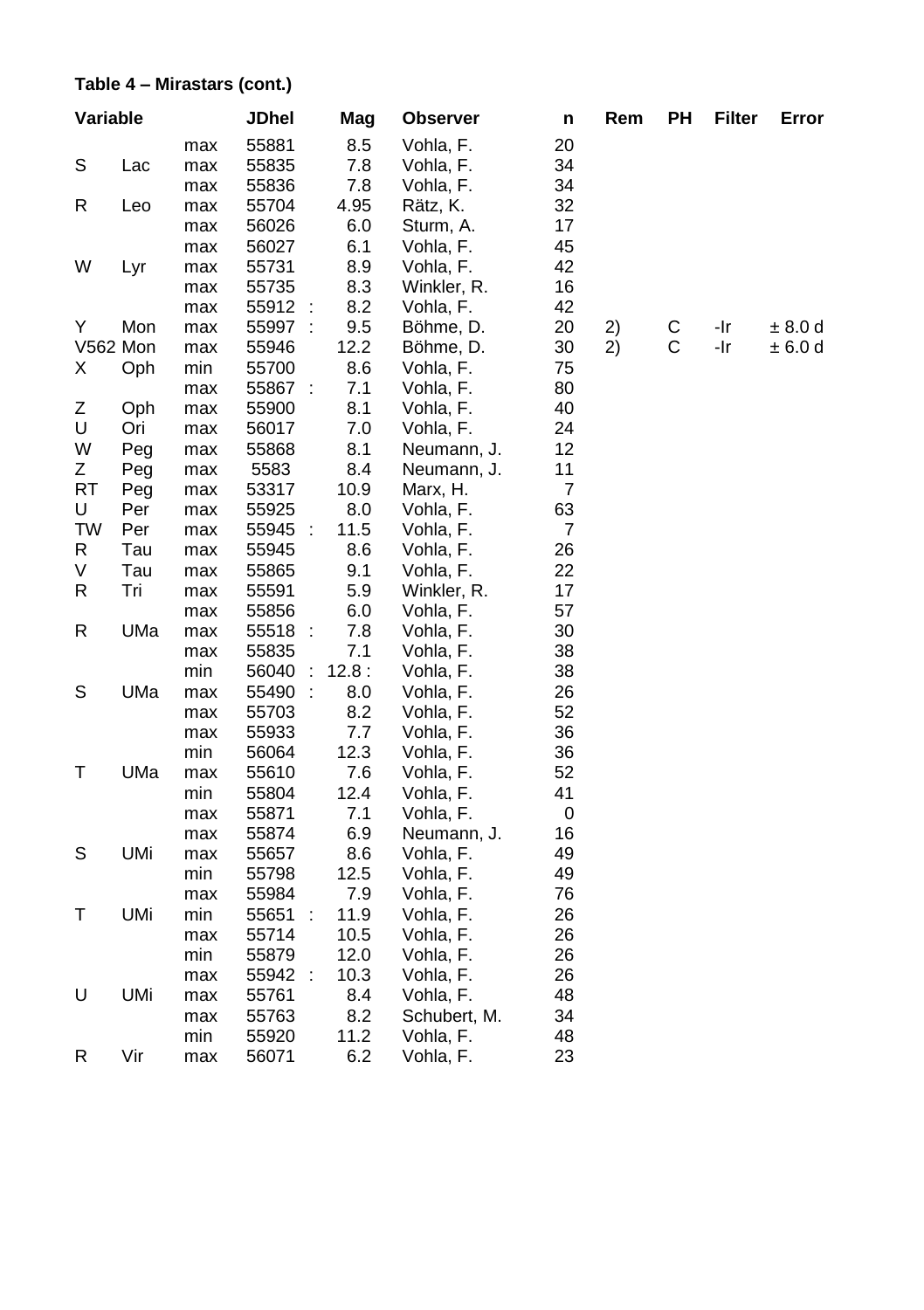**Table 4 – Mirastars (cont.)**

| Variable | | | JDhel | | Mag | Observer | n | Rem | PH | Filter | Error |
|---|---|---|---|---|---|---|---|---|---|---|---|
| | | max | 55881 | | 8.5 | Vohla, F. | 20 | | | | |
| S | Lac | max | 55835 | | 7.8 | Vohla, F. | 34 | | | | |
| | | max | 55836 | | 7.8 | Vohla, F. | 34 | | | | |
| R | Leo | max | 55704 | | 4.95 | Rätz, K. | 32 | | | | |
| | | max | 56026 | | 6.0 | Sturm, A. | 17 | | | | |
| | | max | 56027 | | 6.1 | Vohla, F. | 45 | | | | |
| W | Lyr | max | 55731 | | 8.9 | Vohla, F. | 42 | | | | |
| | | max | 55735 | | 8.3 | Winkler, R. | 16 | | | | |
| | | max | 55912 | : | 8.2 | Vohla, F. | 42 | | | | |
| Y | Mon | max | 55997 | : | 9.5 | Böhme, D. | 20 | 2) | C | -Ir | ± 8.0 d |
| V562 | Mon | max | 55946 | | 12.2 | Böhme, D. | 30 | 2) | C | -Ir | ± 6.0 d |
| X | Oph | min | 55700 | | 8.6 | Vohla, F. | 75 | | | | |
| | | max | 55867 | : | 7.1 | Vohla, F. | 80 | | | | |
| Z | Oph | max | 55900 | | 8.1 | Vohla, F. | 40 | | | | |
| U | Ori | max | 56017 | | 7.0 | Vohla, F. | 24 | | | | |
| W | Peg | max | 55868 | | 8.1 | Neumann, J. | 12 | | | | |
| Z | Peg | max | 5583 | | 8.4 | Neumann, J. | 11 | | | | |
| RT | Peg | max | 53317 | | 10.9 | Marx, H. | 7 | | | | |
| U | Per | max | 55925 | | 8.0 | Vohla, F. | 63 | | | | |
| TW | Per | max | 55945 | : | 11.5 | Vohla, F. | 7 | | | | |
| R | Tau | max | 55945 | | 8.6 | Vohla, F. | 26 | | | | |
| V | Tau | max | 55865 | | 9.1 | Vohla, F. | 22 | | | | |
| R | Tri | max | 55591 | | 5.9 | Winkler, R. | 17 | | | | |
| | | max | 55856 | | 6.0 | Vohla, F. | 57 | | | | |
| R | UMa | max | 55518 | : | 7.8 | Vohla, F. | 30 | | | | |
| | | max | 55835 | | 7.1 | Vohla, F. | 38 | | | | |
| | | min | 56040 | : | 12.8 : | Vohla, F. | 38 | | | | |
| S | UMa | max | 55490 | : | 8.0 | Vohla, F. | 26 | | | | |
| | | max | 55703 | | 8.2 | Vohla, F. | 52 | | | | |
| | | max | 55933 | | 7.7 | Vohla, F. | 36 | | | | |
| | | min | 56064 | | 12.3 | Vohla, F. | 36 | | | | |
| T | UMa | max | 55610 | | 7.6 | Vohla, F. | 52 | | | | |
| | | min | 55804 | | 12.4 | Vohla, F. | 41 | | | | |
| | | max | 55871 | | 7.1 | Vohla, F. | 0 | | | | |
| | | max | 55874 | | 6.9 | Neumann, J. | 16 | | | | |
| S | UMi | max | 55657 | | 8.6 | Vohla, F. | 49 | | | | |
| | | min | 55798 | | 12.5 | Vohla, F. | 49 | | | | |
| | | max | 55984 | | 7.9 | Vohla, F. | 76 | | | | |
| T | UMi | min | 55651 | : | 11.9 | Vohla, F. | 26 | | | | |
| | | max | 55714 | | 10.5 | Vohla, F. | 26 | | | | |
| | | min | 55879 | | 12.0 | Vohla, F. | 26 | | | | |
| | | max | 55942 | : | 10.3 | Vohla, F. | 26 | | | | |
| U | UMi | max | 55761 | | 8.4 | Vohla, F. | 48 | | | | |
| | | max | 55763 | | 8.2 | Schubert, M. | 34 | | | | |
| | | min | 55920 | | 11.2 | Vohla, F. | 48 | | | | |
| R | Vir | max | 56071 | | 6.2 | Vohla, F. | 23 | | | | |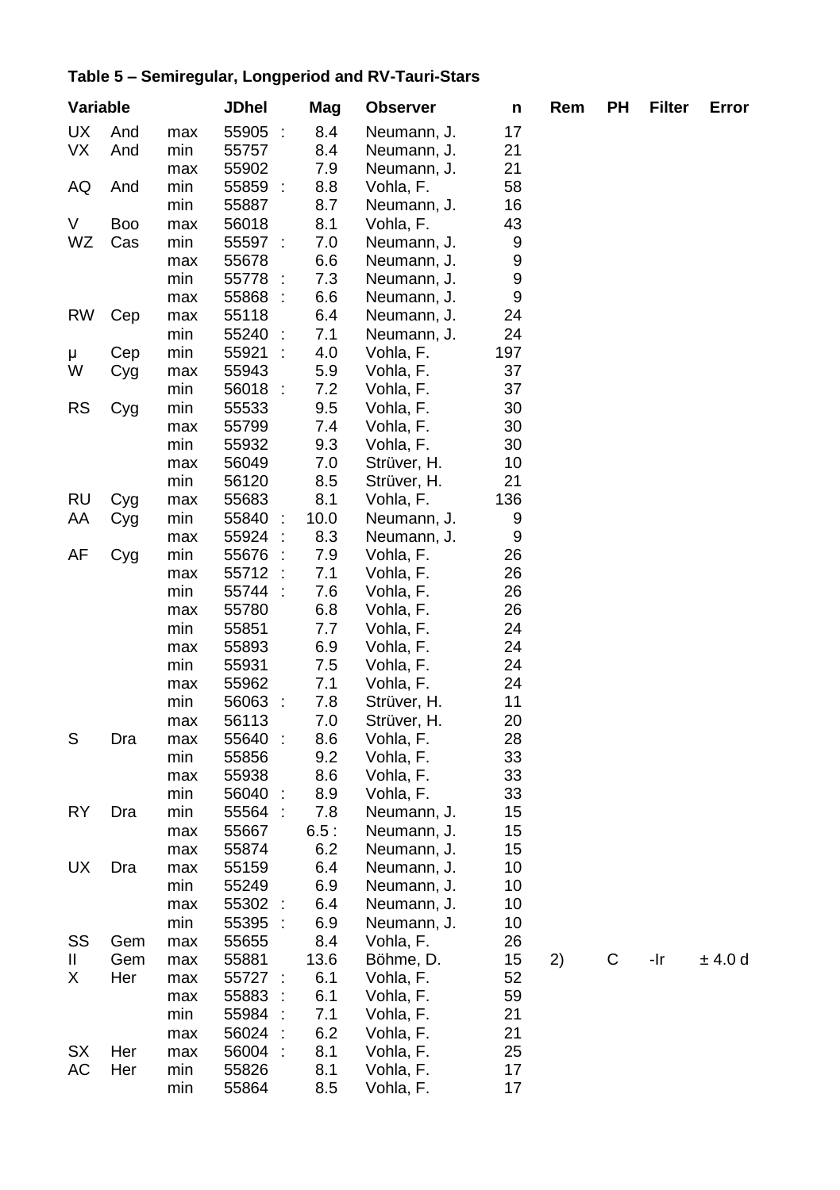**Table 5 – Semiregular, Longperiod and RV-Tauri-Stars**

| Variable | | | JDhel | Mag | Observer | n | Rem | PH | Filter | Error |
|---|---|---|---|---|---|---|---|---|---|---|
| UX | And | max | 55905 : | 8.4 | Neumann, J. | 17 | | | | |
| VX | And | min | 55757 | 8.4 | Neumann, J. | 21 | | | | |
| | | max | 55902 | 7.9 | Neumann, J. | 21 | | | | |
| AQ | And | min | 55859 : | 8.8 | Vohla, F. | 58 | | | | |
| | | min | 55887 | 8.7 | Neumann, J. | 16 | | | | |
| V | Boo | max | 56018 | 8.1 | Vohla, F. | 43 | | | | |
| WZ | Cas | min | 55597 : | 7.0 | Neumann, J. | 9 | | | | |
| | | max | 55678 | 6.6 | Neumann, J. | 9 | | | | |
| | | min | 55778 : | 7.3 | Neumann, J. | 9 | | | | |
| | | max | 55868 : | 6.6 | Neumann, J. | 9 | | | | |
| RW | Cep | max | 55118 | 6.4 | Neumann, J. | 24 | | | | |
| | | min | 55240 : | 7.1 | Neumann, J. | 24 | | | | |
| μ | Cep | min | 55921 : | 4.0 | Vohla, F. | 197 | | | | |
| W | Cyg | max | 55943 | 5.9 | Vohla, F. | 37 | | | | |
| | | min | 56018 : | 7.2 | Vohla, F. | 37 | | | | |
| RS | Cyg | min | 55533 | 9.5 | Vohla, F. | 30 | | | | |
| | | max | 55799 | 7.4 | Vohla, F. | 30 | | | | |
| | | min | 55932 | 9.3 | Vohla, F. | 30 | | | | |
| | | max | 56049 | 7.0 | Strüver, H. | 10 | | | | |
| | | min | 56120 | 8.5 | Strüver, H. | 21 | | | | |
| RU | Cyg | max | 55683 | 8.1 | Vohla, F. | 136 | | | | |
| AA | Cyg | min | 55840 : | 10.0 | Neumann, J. | 9 | | | | |
| | | max | 55924 : | 8.3 | Neumann, J. | 9 | | | | |
| AF | Cyg | min | 55676 : | 7.9 | Vohla, F. | 26 | | | | |
| | | max | 55712 : | 7.1 | Vohla, F. | 26 | | | | |
| | | min | 55744 : | 7.6 | Vohla, F. | 26 | | | | |
| | | max | 55780 | 6.8 | Vohla, F. | 26 | | | | |
| | | min | 55851 | 7.7 | Vohla, F. | 24 | | | | |
| | | max | 55893 | 6.9 | Vohla, F. | 24 | | | | |
| | | min | 55931 | 7.5 | Vohla, F. | 24 | | | | |
| | | max | 55962 | 7.1 | Vohla, F. | 24 | | | | |
| | | min | 56063 : | 7.8 | Strüver, H. | 11 | | | | |
| | | max | 56113 | 7.0 | Strüver, H. | 20 | | | | |
| S | Dra | max | 55640 : | 8.6 | Vohla, F. | 28 | | | | |
| | | min | 55856 | 9.2 | Vohla, F. | 33 | | | | |
| | | max | 55938 | 8.6 | Vohla, F. | 33 | | | | |
| | | min | 56040 : | 8.9 | Vohla, F. | 33 | | | | |
| RY | Dra | min | 55564 : | 7.8 | Neumann, J. | 15 | | | | |
| | | max | 55667 | 6.5 : | Neumann, J. | 15 | | | | |
| | | max | 55874 | 6.2 | Neumann, J. | 15 | | | | |
| UX | Dra | max | 55159 | 6.4 | Neumann, J. | 10 | | | | |
| | | min | 55249 | 6.9 | Neumann, J. | 10 | | | | |
| | | max | 55302 : | 6.4 | Neumann, J. | 10 | | | | |
| | | min | 55395 : | 6.9 | Neumann, J. | 10 | | | | |
| SS | Gem | max | 55655 | 8.4 | Vohla, F. | 26 | | | | |
| II | Gem | max | 55881 | 13.6 | Böhme, D. | 15 | 2) | C | -Ir | ± 4.0 d |
| X | Her | max | 55727 : | 6.1 | Vohla, F. | 52 | | | | |
| | | max | 55883 : | 6.1 | Vohla, F. | 59 | | | | |
| | | min | 55984 : | 7.1 | Vohla, F. | 21 | | | | |
| | | max | 56024 : | 6.2 | Vohla, F. | 21 | | | | |
| SX | Her | max | 56004 : | 8.1 | Vohla, F. | 25 | | | | |
| AC | Her | min | 55826 | 8.1 | Vohla, F. | 17 | | | | |
| | | min | 55864 | 8.5 | Vohla, F. | 17 | | | | |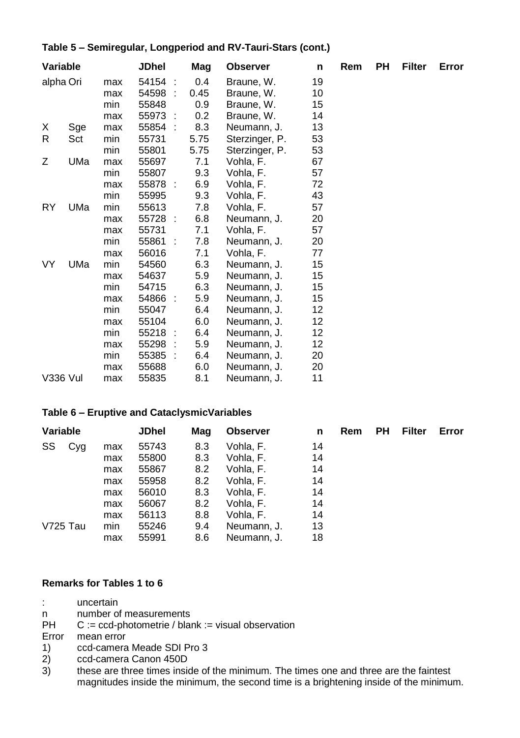### Table 5 – Semiregular, Longperiod and RV-Tauri-Stars (cont.)

| Variable | | | JDhel | | Mag | Observer | n | Rem | PH | Filter | Error |
|---|---|---|---|---|---|---|---|---|---|---|---|
| alpha Ori | | max | 54154 | : | 0.4 | Braune, W. | 19 | | | | |
| | | max | 54598 | : | 0.45 | Braune, W. | 10 | | | | |
| | | min | 55848 | | 0.9 | Braune, W. | 15 | | | | |
| | | max | 55973 | : | 0.2 | Braune, W. | 14 | | | | |
| X | Sge | max | 55854 | : | 8.3 | Neumann, J. | 13 | | | | |
| R | Sct | min | 55731 | | 5.75 | Sterzinger, P. | 53 | | | | |
| | | min | 55801 | | 5.75 | Sterzinger, P. | 53 | | | | |
| Z | UMa | max | 55697 | | 7.1 | Vohla, F. | 67 | | | | |
| | | min | 55807 | | 9.3 | Vohla, F. | 57 | | | | |
| | | max | 55878 | : | 6.9 | Vohla, F. | 72 | | | | |
| | | min | 55995 | | 9.3 | Vohla, F. | 43 | | | | |
| RY | UMa | min | 55613 | | 7.8 | Vohla, F. | 57 | | | | |
| | | max | 55728 | : | 6.8 | Neumann, J. | 20 | | | | |
| | | max | 55731 | | 7.1 | Vohla, F. | 57 | | | | |
| | | min | 55861 | : | 7.8 | Neumann, J. | 20 | | | | |
| | | max | 56016 | | 7.1 | Vohla, F. | 77 | | | | |
| VY | UMa | min | 54560 | | 6.3 | Neumann, J. | 15 | | | | |
| | | max | 54637 | | 5.9 | Neumann, J. | 15 | | | | |
| | | min | 54715 | | 6.3 | Neumann, J. | 15 | | | | |
| | | max | 54866 | : | 5.9 | Neumann, J. | 15 | | | | |
| | | min | 55047 | | 6.4 | Neumann, J. | 12 | | | | |
| | | max | 55104 | | 6.0 | Neumann, J. | 12 | | | | |
| | | min | 55218 | : | 6.4 | Neumann, J. | 12 | | | | |
| | | max | 55298 | : | 5.9 | Neumann, J. | 12 | | | | |
| | | min | 55385 | : | 6.4 | Neumann, J. | 20 | | | | |
| | | max | 55688 | | 6.0 | Neumann, J. | 20 | | | | |
| V336 Vul | | max | 55835 | | 8.1 | Neumann, J. | 11 | | | | |

### Table 6 – Eruptive and CataclysmicVariables

| Variable | | | JDhel | Mag | Observer | n | Rem | PH | Filter | Error |
|---|---|---|---|---|---|---|---|---|---|---|
| SS | Cyg | max | 55743 | 8.3 | Vohla, F. | 14 | | | | |
| | | max | 55800 | 8.3 | Vohla, F. | 14 | | | | |
| | | max | 55867 | 8.2 | Vohla, F. | 14 | | | | |
| | | max | 55958 | 8.2 | Vohla, F. | 14 | | | | |
| | | max | 56010 | 8.3 | Vohla, F. | 14 | | | | |
| | | max | 56067 | 8.2 | Vohla, F. | 14 | | | | |
| | | max | 56113 | 8.8 | Vohla, F. | 14 | | | | |
| V725 Tau | | min | 55246 | 9.4 | Neumann, J. | 13 | | | | |
| | | max | 55991 | 8.6 | Neumann, J. | 18 | | | | |

### Remarks for Tables 1 to 6

- : uncertain
- n number of measurements
- PH C := ccd-photometrie / blank := visual observation
- Error mean error
- 1) ccd-camera Meade SDI Pro 3
- 2) ccd-camera Canon 450D
- 3) these are three times inside of the minimum. The times one and three are the faintest magnitudes inside the minimum, the second time is a brightening inside of the minimum.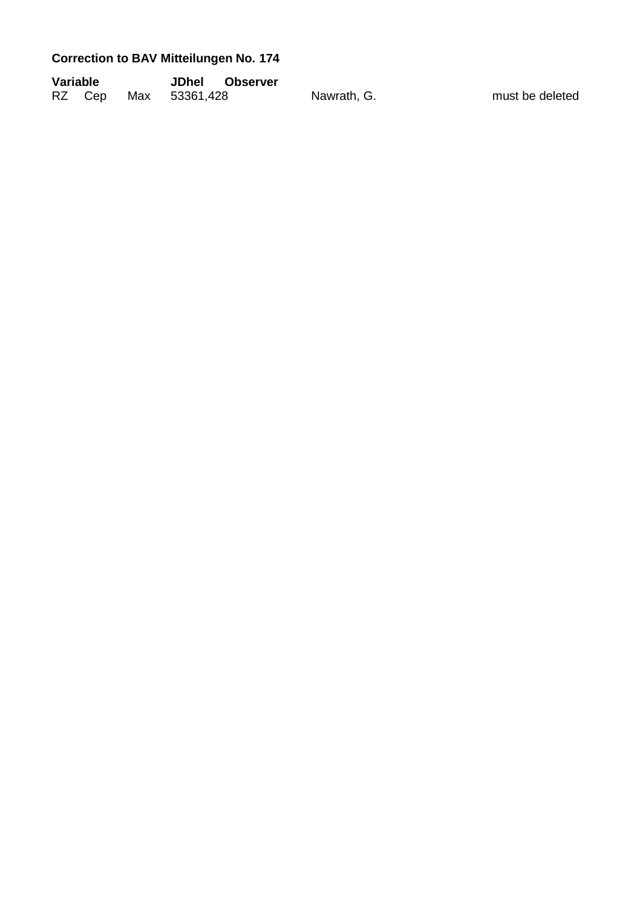**Correction to BAV Mitteilungen No. 174**

| Variable | | | JDhel | Observer | |
|---|---|---|---|---|---|
| RZ | Cep | Max | 53361,428 | Nawrath, G. | must be deleted |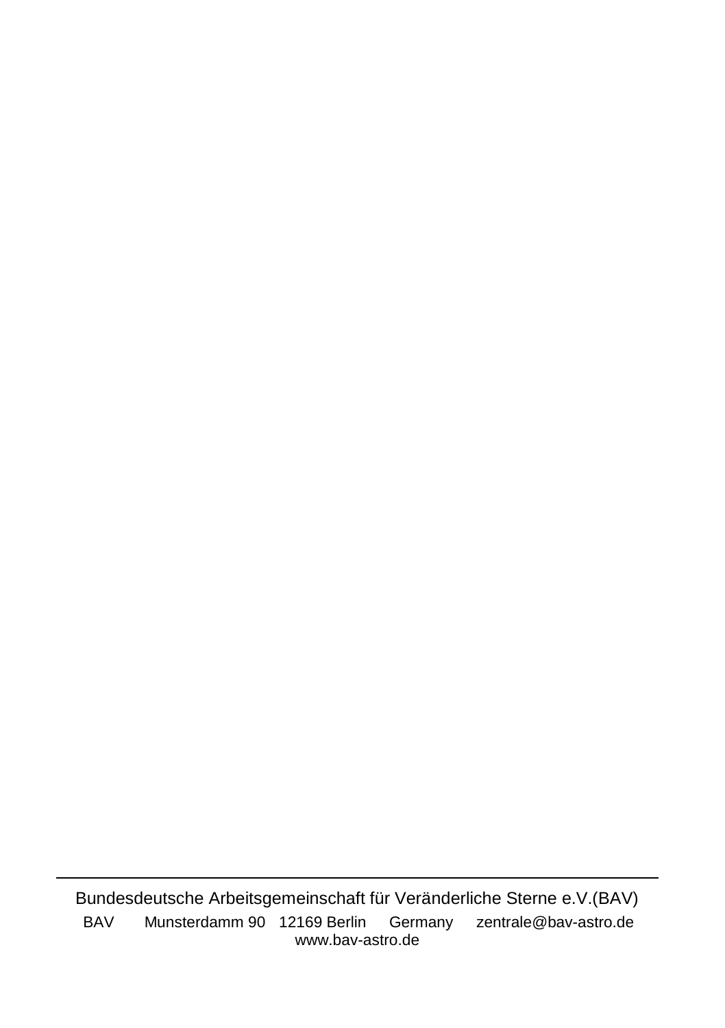---

Bundesdeutsche Arbeitsgemeinschaft für Veränderliche Sterne e.V.(BAV)

BAV Munsterdamm 90 12169 Berlin Germany zentrale@bav-astro.de

www.bav-astro.de